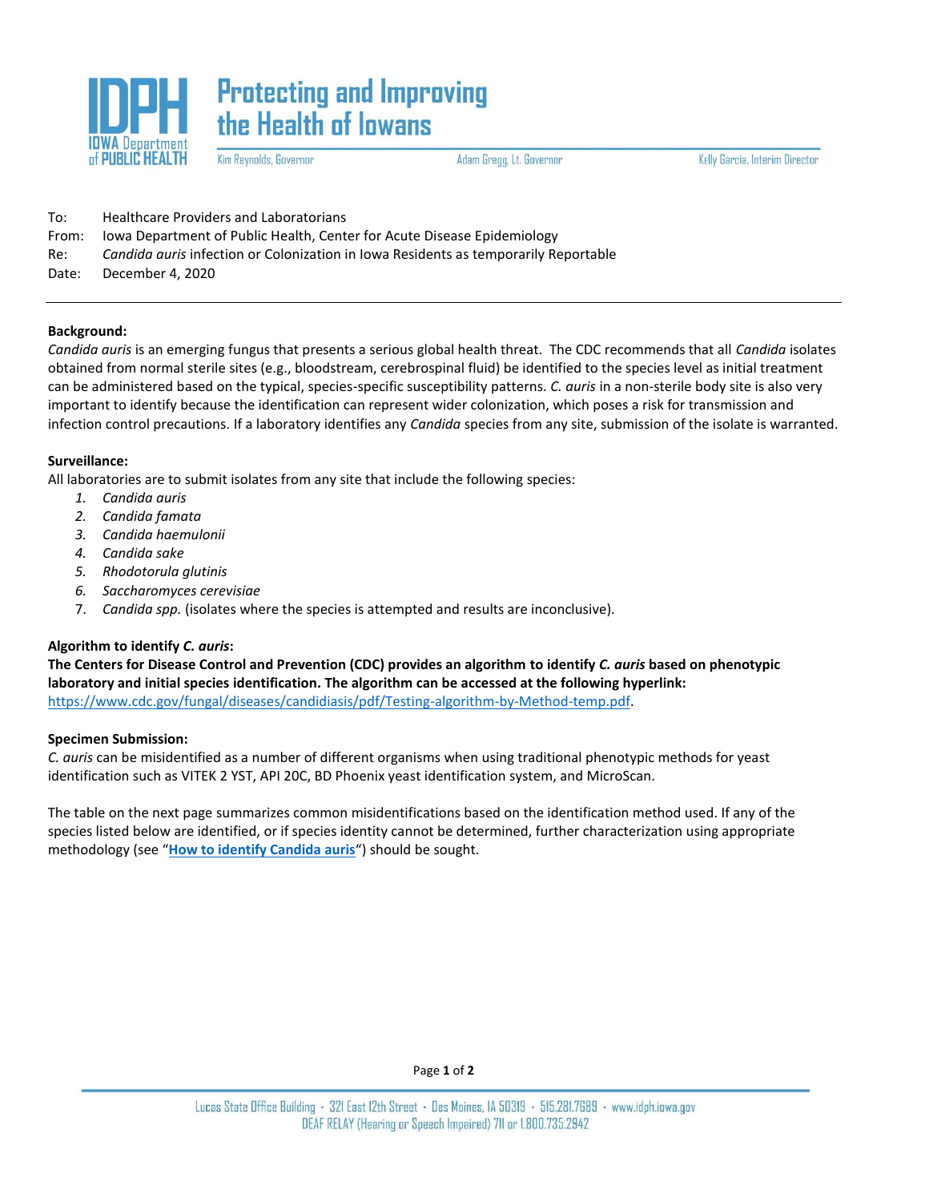**Protecting and Improving the Health of Iowans**

IDPH IOWA Department of PUBLIC HEALTH

Kim Reynolds, Governor | Adam Gregg, Lt. Governor | Kelly Garcia, Interim Director

To: Healthcare Providers and Laboratorians
From: Iowa Department of Public Health, Center for Acute Disease Epidemiology
Re: *Candida auris* infection or Colonization in Iowa Residents as temporarily Reportable
Date: December 4, 2020

---

**Background:**
*Candida auris* is an emerging fungus that presents a serious global health threat. The CDC recommends that all *Candida* isolates obtained from normal sterile sites (e.g., bloodstream, cerebrospinal fluid) be identified to the species level as initial treatment can be administered based on the typical, species-specific susceptibility patterns. *C. auris* in a non-sterile body site is also very important to identify because the identification can represent wider colonization, which poses a risk for transmission and infection control precautions. If a laboratory identifies any *Candida* species from any site, submission of the isolate is warranted.

**Surveillance:**
All laboratories are to submit isolates from any site that include the following species:

1. *Candida auris*
2. *Candida famata*
3. *Candida haemulonii*
4. *Candida sake*
5. *Rhodotorula glutinis*
6. *Saccharomyces cerevisiae*
7. *Candida spp.* (isolates where the species is attempted and results are inconclusive).

**Algorithm to identify *C. auris*:**
**The Centers for Disease Control and Prevention (CDC) provides an algorithm to identify *C. auris* based on phenotypic laboratory and initial species identification. The algorithm can be accessed at the following hyperlink:**
https://www.cdc.gov/fungal/diseases/candidiasis/pdf/Testing-algorithm-by-Method-temp.pdf.

**Specimen Submission:**
*C. auris* can be misidentified as a number of different organisms when using traditional phenotypic methods for yeast identification such as VITEK 2 YST, API 20C, BD Phoenix yeast identification system, and MicroScan.

The table on the next page summarizes common misidentifications based on the identification method used. If any of the species listed below are identified, or if species identity cannot be determined, further characterization using appropriate methodology (see "**How to identify Candida auris**") should be sought.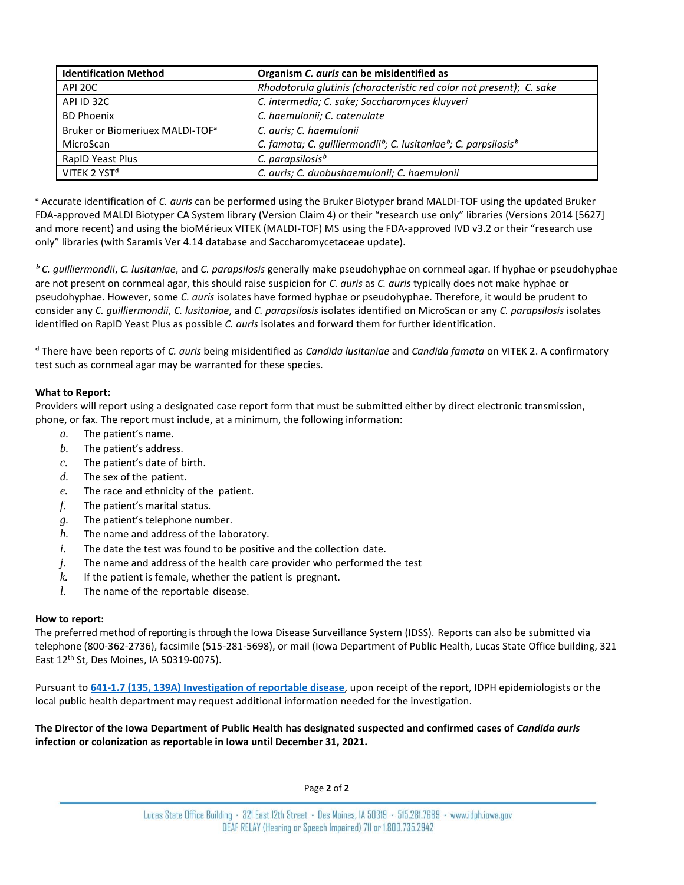| Identification Method | Organism *C. auris* can be misidentified as |
| --- | --- |
| API 20C | *Rhodotorula glutinis (characteristic red color not present); C. sake* |
| API ID 32C | *C. intermedia; C. sake; Saccharomyces kluyveri* |
| BD Phoenix | *C. haemulonii; C. catenulate* |
| Bruker or Biomeriuex MALDI-TOF[a] | *C. auris; C. haemulonii* |
| MicroScan | *C. famata; C. guilliermondii[b]; C. lusitaniae[b]; C. parpsilosis[b]* |
| RapID Yeast Plus | *C. parapsilosis[b]* |
| VITEK 2 YST[d] | *C. auris; C. duobushaemulonii; C. haemulonii* |

[a] Accurate identification of *C. auris* can be performed using the Bruker Biotyper brand MALDI-TOF using the updated Bruker FDA-approved MALDI Biotyper CA System library (Version Claim 4) or their "research use only" libraries (Versions 2014 [5627] and more recent) and using the bioMérieux VITEK (MALDI-TOF) MS using the FDA-approved IVD v3.2 or their "research use only" libraries (with Saramis Ver 4.14 database and Saccharomycetaceae update).

[b] *C. guilliermondii*, *C. lusitaniae*, and *C. parapsilosis* generally make pseudohyphae on cornmeal agar. If hyphae or pseudohyphae are not present on cornmeal agar, this should raise suspicion for *C. auris* as *C. auris* typically does not make hyphae or pseudohyphae. However, some *C. auris* isolates have formed hyphae or pseudohyphae. Therefore, it would be prudent to consider any *C. guilliermondii*, *C. lusitaniae*, and *C. parapsilosis* isolates identified on MicroScan or any *C. parapsilosis* isolates identified on RapID Yeast Plus as possible *C. auris* isolates and forward them for further identification.

[d] There have been reports of *C. auris* being misidentified as *Candida lusitaniae* and *Candida famata* on VITEK 2. A confirmatory test such as cornmeal agar may be warranted for these species.

**What to Report:**

Providers will report using a designated case report form that must be submitted either by direct electronic transmission, phone, or fax. The report must include, at a minimum, the following information:

a. The patient's name.
b. The patient's address.
c. The patient's date of birth.
d. The sex of the patient.
e. The race and ethnicity of the patient.
f. The patient's marital status.
g. The patient's telephone number.
h. The name and address of the laboratory.
i. The date the test was found to be positive and the collection date.
j. The name and address of the health care provider who performed the test
k. If the patient is female, whether the patient is pregnant.
l. The name of the reportable disease.

**How to report:**

The preferred method of reporting is through the Iowa Disease Surveillance System (IDSS). Reports can also be submitted via telephone (800-362-2736), facsimile (515-281-5698), or mail (Iowa Department of Public Health, Lucas State Office building, 321 East 12th St, Des Moines, IA 50319-0075).

Pursuant to **641-1.7 (135, 139A) Investigation of reportable disease**, upon receipt of the report, IDPH epidemiologists or the local public health department may request additional information needed for the investigation.

**The Director of the Iowa Department of Public Health has designated suspected and confirmed cases of *Candida auris* infection or colonization as reportable in Iowa until December 31, 2021.**